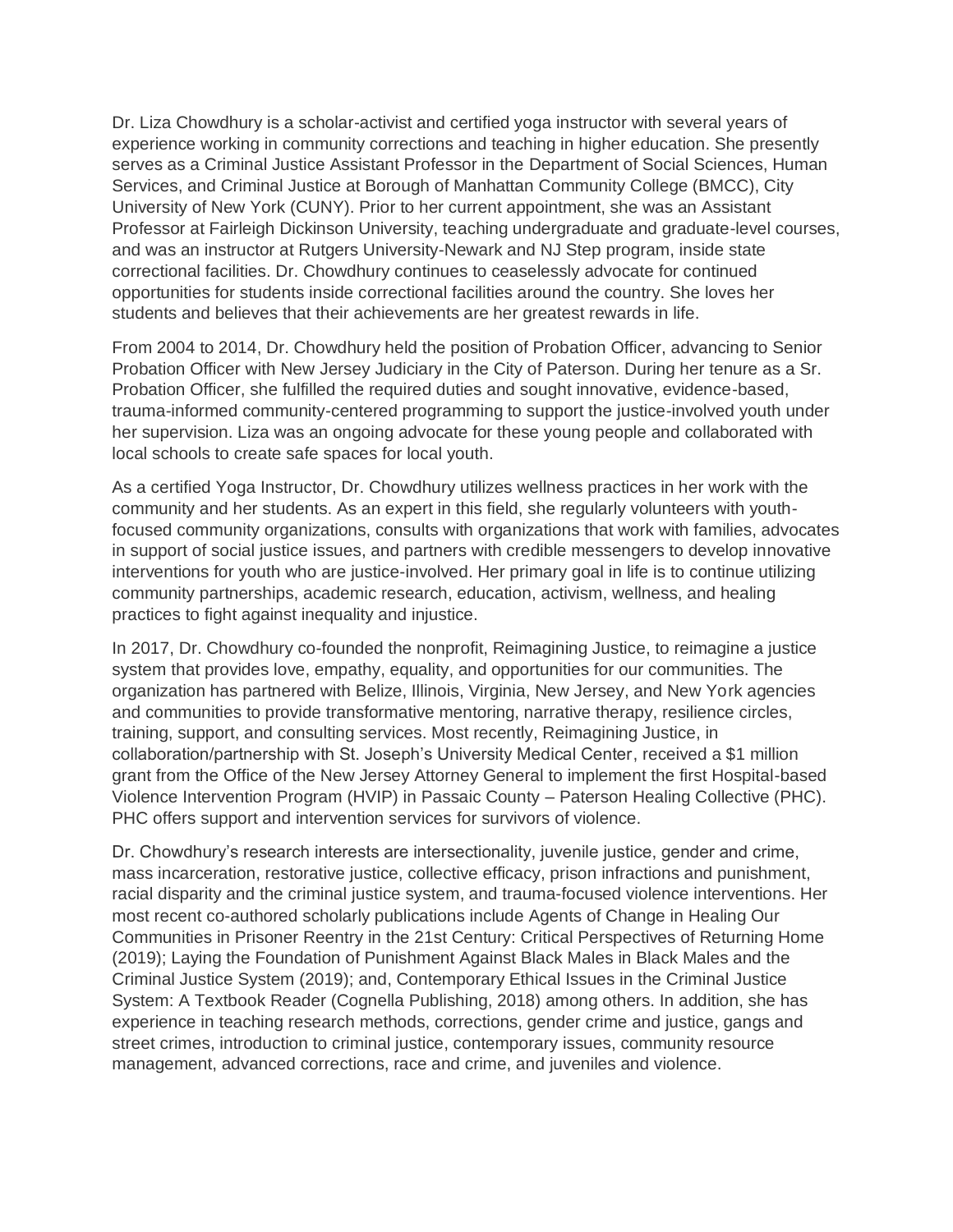Dr. Liza Chowdhury is a scholar-activist and certified yoga instructor with several years of experience working in community corrections and teaching in higher education. She presently serves as a Criminal Justice Assistant Professor in the Department of Social Sciences, Human Services, and Criminal Justice at Borough of Manhattan Community College (BMCC), City University of New York (CUNY). Prior to her current appointment, she was an Assistant Professor at Fairleigh Dickinson University, teaching undergraduate and graduate-level courses, and was an instructor at Rutgers University-Newark and NJ Step program, inside state correctional facilities. Dr. Chowdhury continues to ceaselessly advocate for continued opportunities for students inside correctional facilities around the country. She loves her students and believes that their achievements are her greatest rewards in life.

From 2004 to 2014, Dr. Chowdhury held the position of Probation Officer, advancing to Senior Probation Officer with New Jersey Judiciary in the City of Paterson. During her tenure as a Sr. Probation Officer, she fulfilled the required duties and sought innovative, evidence-based, trauma-informed community-centered programming to support the justice-involved youth under her supervision. Liza was an ongoing advocate for these young people and collaborated with local schools to create safe spaces for local youth.

As a certified Yoga Instructor, Dr. Chowdhury utilizes wellness practices in her work with the community and her students. As an expert in this field, she regularly volunteers with youth-focused community organizations, consults with organizations that work with families, advocates in support of social justice issues, and partners with credible messengers to develop innovative interventions for youth who are justice-involved. Her primary goal in life is to continue utilizing community partnerships, academic research, education, activism, wellness, and healing practices to fight against inequality and injustice.

In 2017, Dr. Chowdhury co-founded the nonprofit, Reimagining Justice, to reimagine a justice system that provides love, empathy, equality, and opportunities for our communities. The organization has partnered with Belize, Illinois, Virginia, New Jersey, and New York agencies and communities to provide transformative mentoring, narrative therapy, resilience circles, training, support, and consulting services. Most recently, Reimagining Justice, in collaboration/partnership with St. Joseph's University Medical Center, received a $1 million grant from the Office of the New Jersey Attorney General to implement the first Hospital-based Violence Intervention Program (HVIP) in Passaic County – Paterson Healing Collective (PHC). PHC offers support and intervention services for survivors of violence.

Dr. Chowdhury's research interests are intersectionality, juvenile justice, gender and crime, mass incarceration, restorative justice, collective efficacy, prison infractions and punishment, racial disparity and the criminal justice system, and trauma-focused violence interventions. Her most recent co-authored scholarly publications include Agents of Change in Healing Our Communities in Prisoner Reentry in the 21st Century: Critical Perspectives of Returning Home (2019); Laying the Foundation of Punishment Against Black Males in Black Males and the Criminal Justice System (2019); and, Contemporary Ethical Issues in the Criminal Justice System: A Textbook Reader (Cognella Publishing, 2018) among others. In addition, she has experience in teaching research methods, corrections, gender crime and justice, gangs and street crimes, introduction to criminal justice, contemporary issues, community resource management, advanced corrections, race and crime, and juveniles and violence.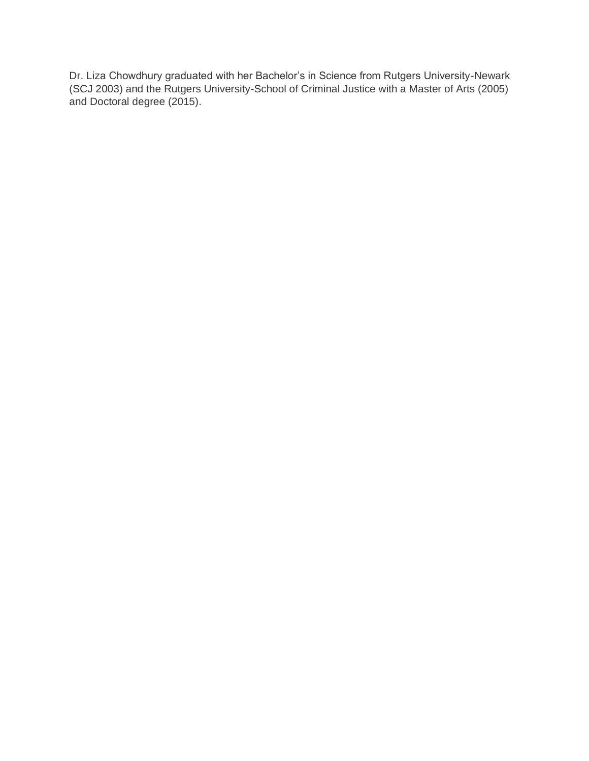Dr. Liza Chowdhury graduated with her Bachelor's in Science from Rutgers University-Newark (SCJ 2003) and the Rutgers University-School of Criminal Justice with a Master of Arts (2005) and Doctoral degree (2015).